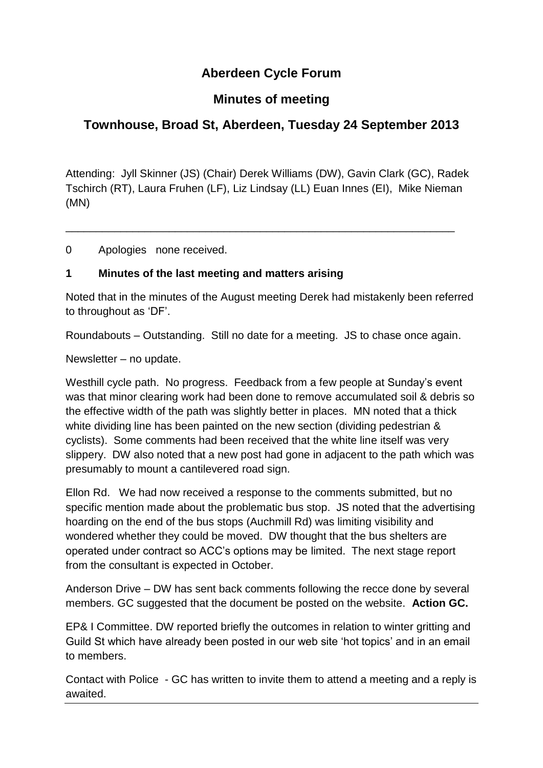# Aberdeen Cycle Forum

## Minutes of meeting

## Townhouse, Broad St, Aberdeen, Tuesday 24 September 2013

Attending: Jyll Skinner (JS) (Chair) Derek Williams (DW), Gavin Clark (GC), Radek Tschirch (RT), Laura Fruhen (LF), Liz Lindsay (LL) Euan Innes (EI), Mike Nieman (MN)

---

0 Apologies none received.

**1 Minutes of the last meeting and matters arising**

Noted that in the minutes of the August meeting Derek had mistakenly been referred to throughout as 'DF'.

Roundabouts – Outstanding. Still no date for a meeting. JS to chase once again.

Newsletter – no update.

Westhill cycle path. No progress. Feedback from a few people at Sunday's event was that minor clearing work had been done to remove accumulated soil & debris so the effective width of the path was slightly better in places. MN noted that a thick white dividing line has been painted on the new section (dividing pedestrian & cyclists). Some comments had been received that the white line itself was very slippery. DW also noted that a new post had gone in adjacent to the path which was presumably to mount a cantilevered road sign.

Ellon Rd. We had now received a response to the comments submitted, but no specific mention made about the problematic bus stop. JS noted that the advertising hoarding on the end of the bus stops (Auchmill Rd) was limiting visibility and wondered whether they could be moved. DW thought that the bus shelters are operated under contract so ACC's options may be limited. The next stage report from the consultant is expected in October.

Anderson Drive – DW has sent back comments following the recce done by several members. GC suggested that the document be posted on the website. **Action GC.**

EP& I Committee. DW reported briefly the outcomes in relation to winter gritting and Guild St which have already been posted in our web site 'hot topics' and in an email to members.

Contact with Police - GC has written to invite them to attend a meeting and a reply is awaited.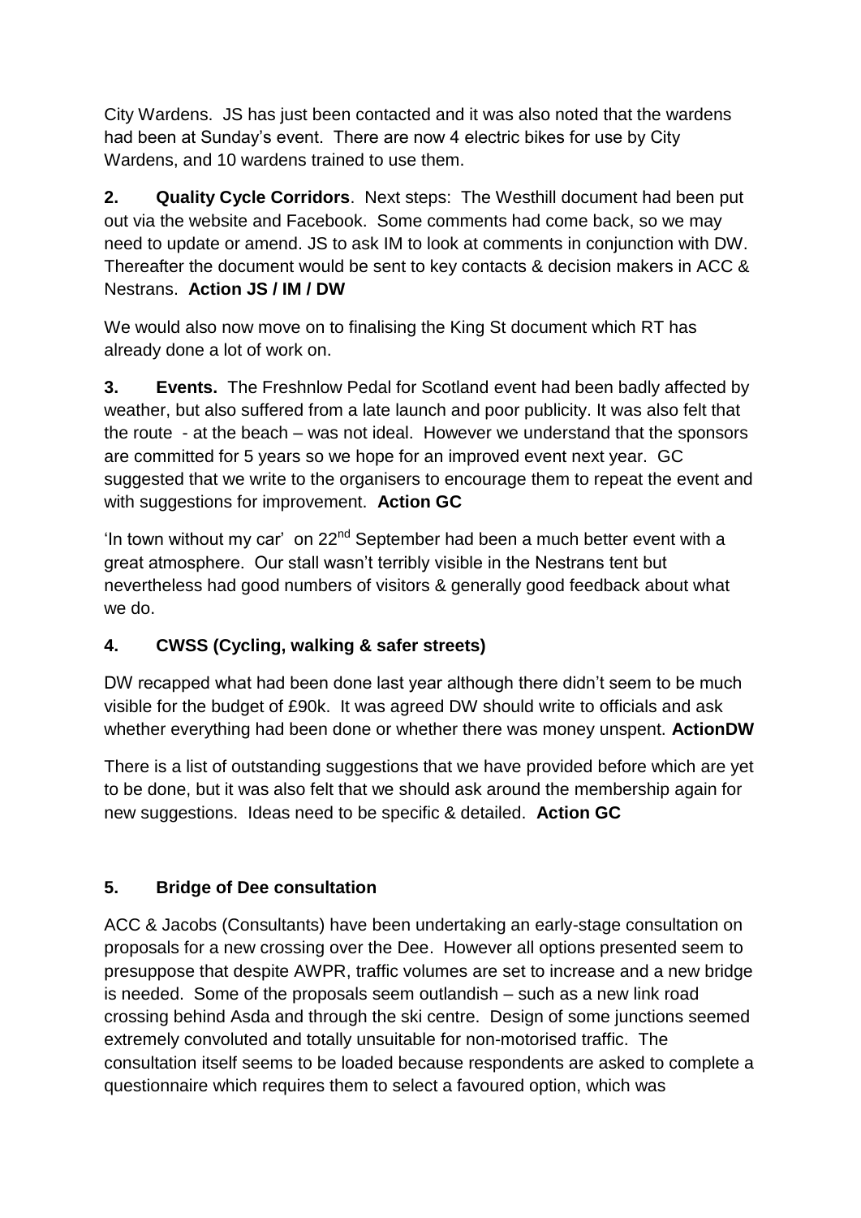City Wardens. JS has just been contacted and it was also noted that the wardens had been at Sunday's event. There are now 4 electric bikes for use by City Wardens, and 10 wardens trained to use them.

**2. Quality Cycle Corridors**. Next steps: The Westhill document had been put out via the website and Facebook. Some comments had come back, so we may need to update or amend. JS to ask IM to look at comments in conjunction with DW. Thereafter the document would be sent to key contacts & decision makers in ACC & Nestrans. **Action JS / IM / DW**

We would also now move on to finalising the King St document which RT has already done a lot of work on.

**3. Events.** The Freshnlow Pedal for Scotland event had been badly affected by weather, but also suffered from a late launch and poor publicity. It was also felt that the route - at the beach – was not ideal. However we understand that the sponsors are committed for 5 years so we hope for an improved event next year. GC suggested that we write to the organisers to encourage them to repeat the event and with suggestions for improvement. **Action GC**

'In town without my car' on 22nd September had been a much better event with a great atmosphere. Our stall wasn't terribly visible in the Nestrans tent but nevertheless had good numbers of visitors & generally good feedback about what we do.

## 4. CWSS (Cycling, walking & safer streets)

DW recapped what had been done last year although there didn't seem to be much visible for the budget of £90k. It was agreed DW should write to officials and ask whether everything had been done or whether there was money unspent. **ActionDW**

There is a list of outstanding suggestions that we have provided before which are yet to be done, but it was also felt that we should ask around the membership again for new suggestions. Ideas need to be specific & detailed. **Action GC**

## 5. Bridge of Dee consultation

ACC & Jacobs (Consultants) have been undertaking an early-stage consultation on proposals for a new crossing over the Dee. However all options presented seem to presuppose that despite AWPR, traffic volumes are set to increase and a new bridge is needed. Some of the proposals seem outlandish – such as a new link road crossing behind Asda and through the ski centre. Design of some junctions seemed extremely convoluted and totally unsuitable for non-motorised traffic. The consultation itself seems to be loaded because respondents are asked to complete a questionnaire which requires them to select a favoured option, which was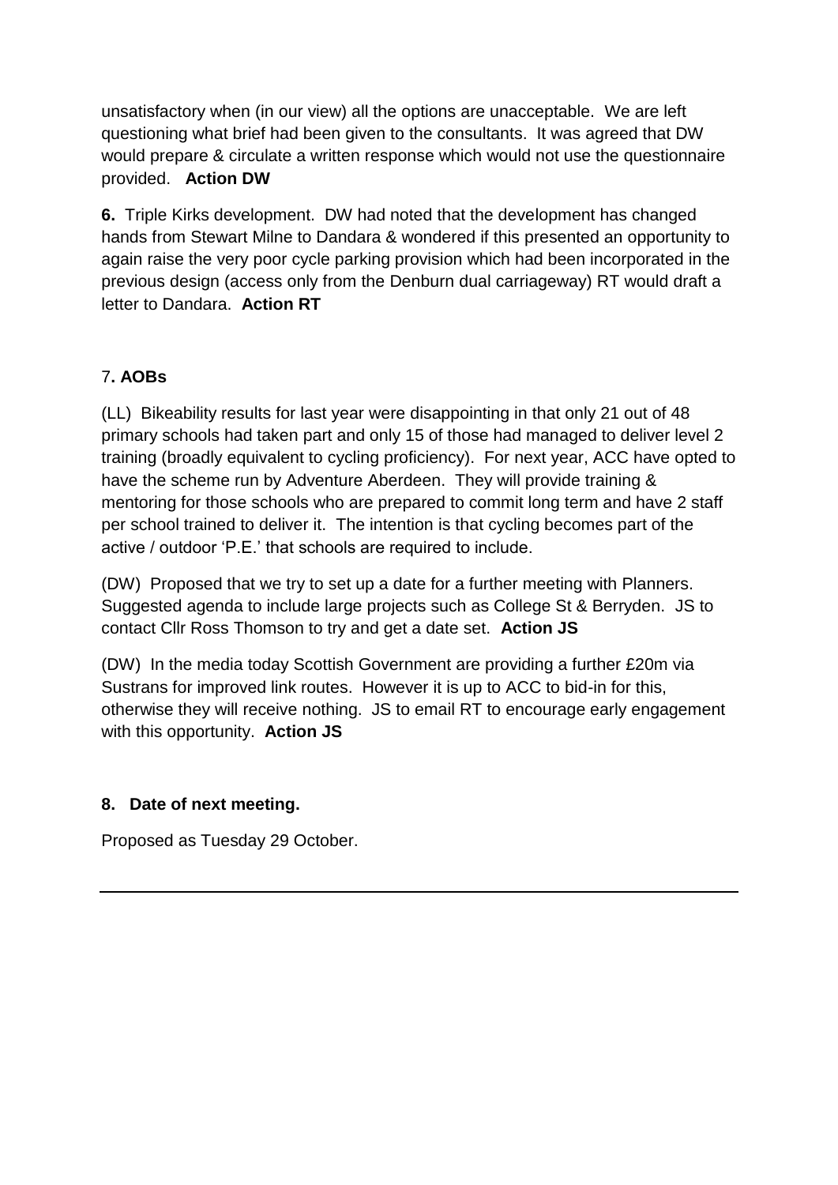unsatisfactory when (in our view) all the options are unacceptable. We are left questioning what brief had been given to the consultants. It was agreed that DW would prepare & circulate a written response which would not use the questionnaire provided. **Action DW**

**6.** Triple Kirks development. DW had noted that the development has changed hands from Stewart Milne to Dandara & wondered if this presented an opportunity to again raise the very poor cycle parking provision which had been incorporated in the previous design (access only from the Denburn dual carriageway) RT would draft a letter to Dandara. **Action RT**

### 7**. AOBs**

(LL) Bikeability results for last year were disappointing in that only 21 out of 48 primary schools had taken part and only 15 of those had managed to deliver level 2 training (broadly equivalent to cycling proficiency). For next year, ACC have opted to have the scheme run by Adventure Aberdeen. They will provide training & mentoring for those schools who are prepared to commit long term and have 2 staff per school trained to deliver it. The intention is that cycling becomes part of the active / outdoor 'P.E.' that schools are required to include.

(DW) Proposed that we try to set up a date for a further meeting with Planners. Suggested agenda to include large projects such as College St & Berryden. JS to contact Cllr Ross Thomson to try and get a date set. **Action JS**

(DW) In the media today Scottish Government are providing a further £20m via Sustrans for improved link routes. However it is up to ACC to bid-in for this, otherwise they will receive nothing. JS to email RT to encourage early engagement with this opportunity. **Action JS**

### **8. Date of next meeting.**

Proposed as Tuesday 29 October.